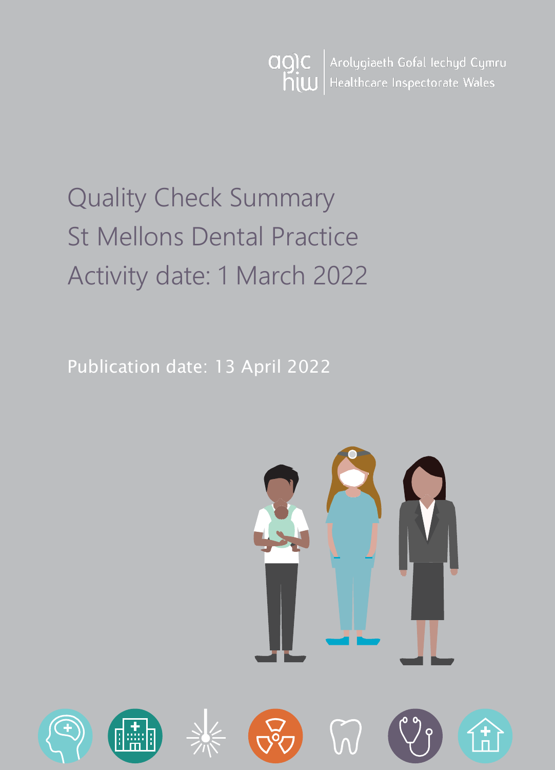Arolygiaeth Gofal Iechyd Cymru
Healthcare Inspectorate Wales

# Quality Check Summary
# St Mellons Dental Practice
# Activity date: 1 March 2022

Publication date: 13 April 2022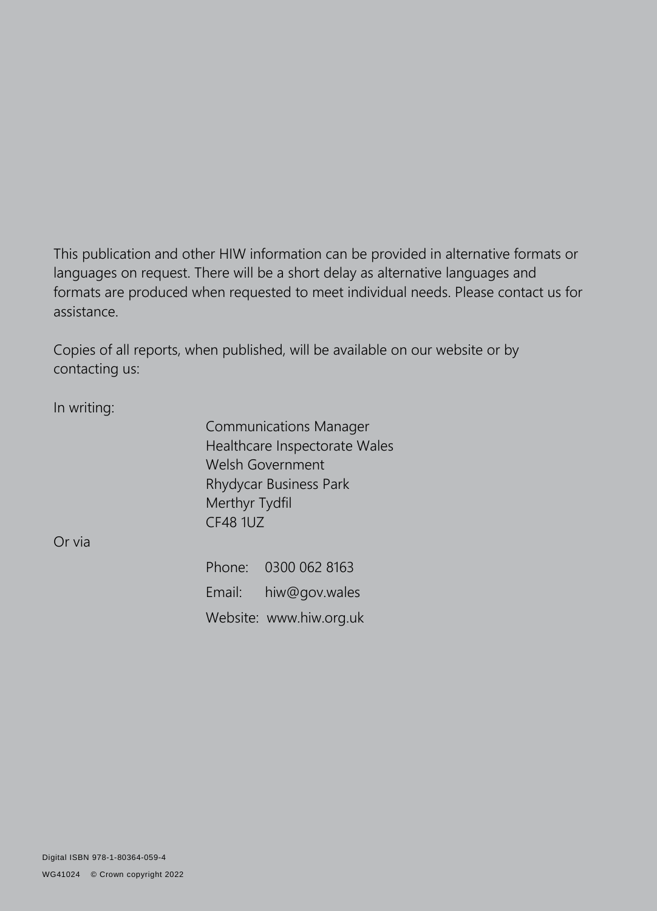This publication and other HIW information can be provided in alternative formats or languages on request. There will be a short delay as alternative languages and formats are produced when requested to meet individual needs. Please contact us for assistance.

Copies of all reports, when published, will be available on our website or by contacting us:

In writing:

Communications Manager
Healthcare Inspectorate Wales
Welsh Government
Rhydycar Business Park
Merthyr Tydfil
CF48 1UZ

Or via

Phone: 0300 062 8163

Email: hiw@gov.wales

Website: www.hiw.org.uk

Digital ISBN 978-1-80364-059-4

WG41024 © Crown copyright 2022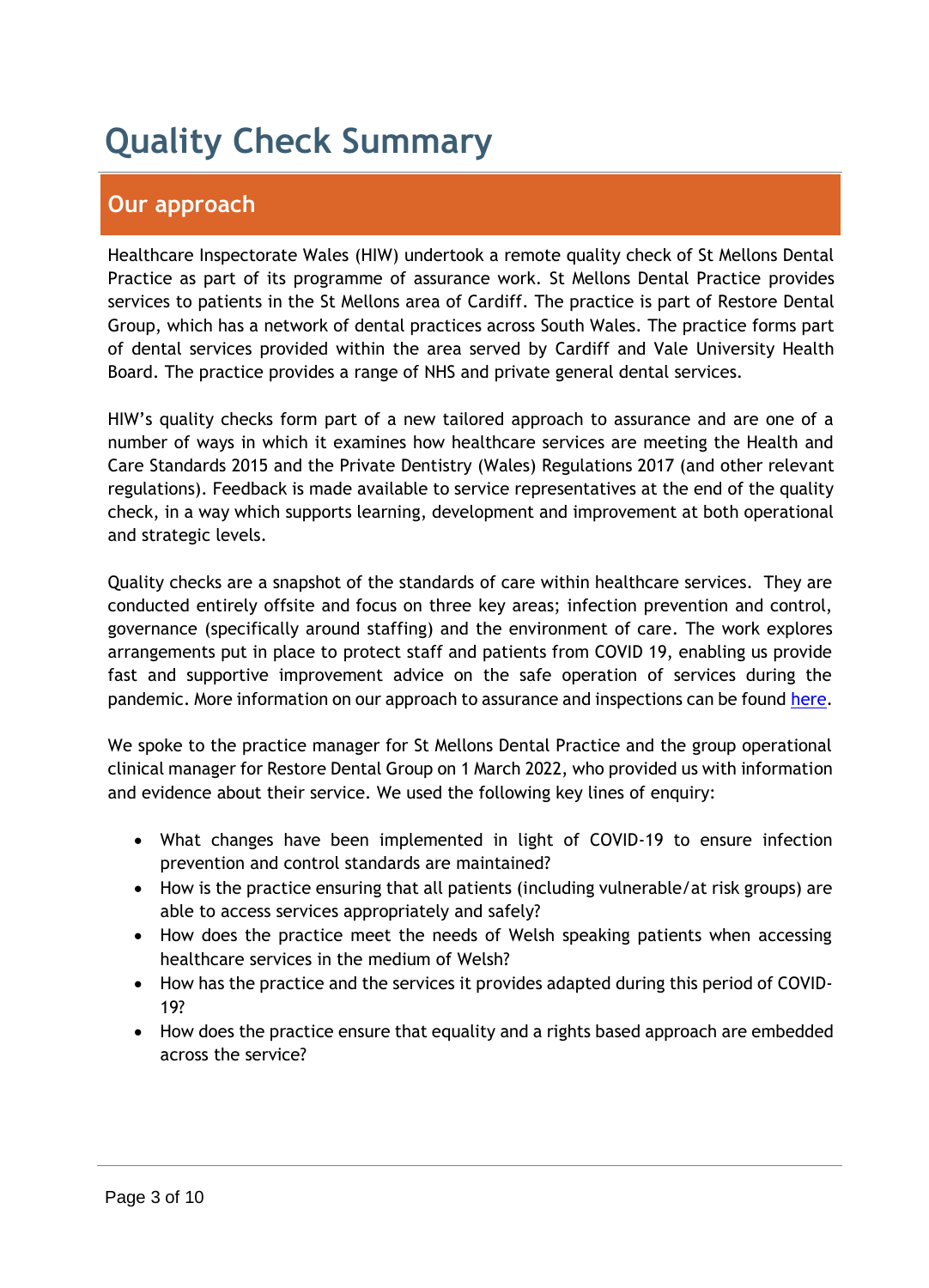# Quality Check Summary

## Our approach

Healthcare Inspectorate Wales (HIW) undertook a remote quality check of St Mellons Dental Practice as part of its programme of assurance work. St Mellons Dental Practice provides services to patients in the St Mellons area of Cardiff. The practice is part of Restore Dental Group, which has a network of dental practices across South Wales. The practice forms part of dental services provided within the area served by Cardiff and Vale University Health Board. The practice provides a range of NHS and private general dental services.

HIW's quality checks form part of a new tailored approach to assurance and are one of a number of ways in which it examines how healthcare services are meeting the Health and Care Standards 2015 and the Private Dentistry (Wales) Regulations 2017 (and other relevant regulations). Feedback is made available to service representatives at the end of the quality check, in a way which supports learning, development and improvement at both operational and strategic levels.

Quality checks are a snapshot of the standards of care within healthcare services. They are conducted entirely offsite and focus on three key areas; infection prevention and control, governance (specifically around staffing) and the environment of care. The work explores arrangements put in place to protect staff and patients from COVID 19, enabling us provide fast and supportive improvement advice on the safe operation of services during the pandemic. More information on our approach to assurance and inspections can be found here.

We spoke to the practice manager for St Mellons Dental Practice and the group operational clinical manager for Restore Dental Group on 1 March 2022, who provided us with information and evidence about their service. We used the following key lines of enquiry:

- What changes have been implemented in light of COVID-19 to ensure infection prevention and control standards are maintained?
- How is the practice ensuring that all patients (including vulnerable/at risk groups) are able to access services appropriately and safely?
- How does the practice meet the needs of Welsh speaking patients when accessing healthcare services in the medium of Welsh?
- How has the practice and the services it provides adapted during this period of COVID-19?
- How does the practice ensure that equality and a rights based approach are embedded across the service?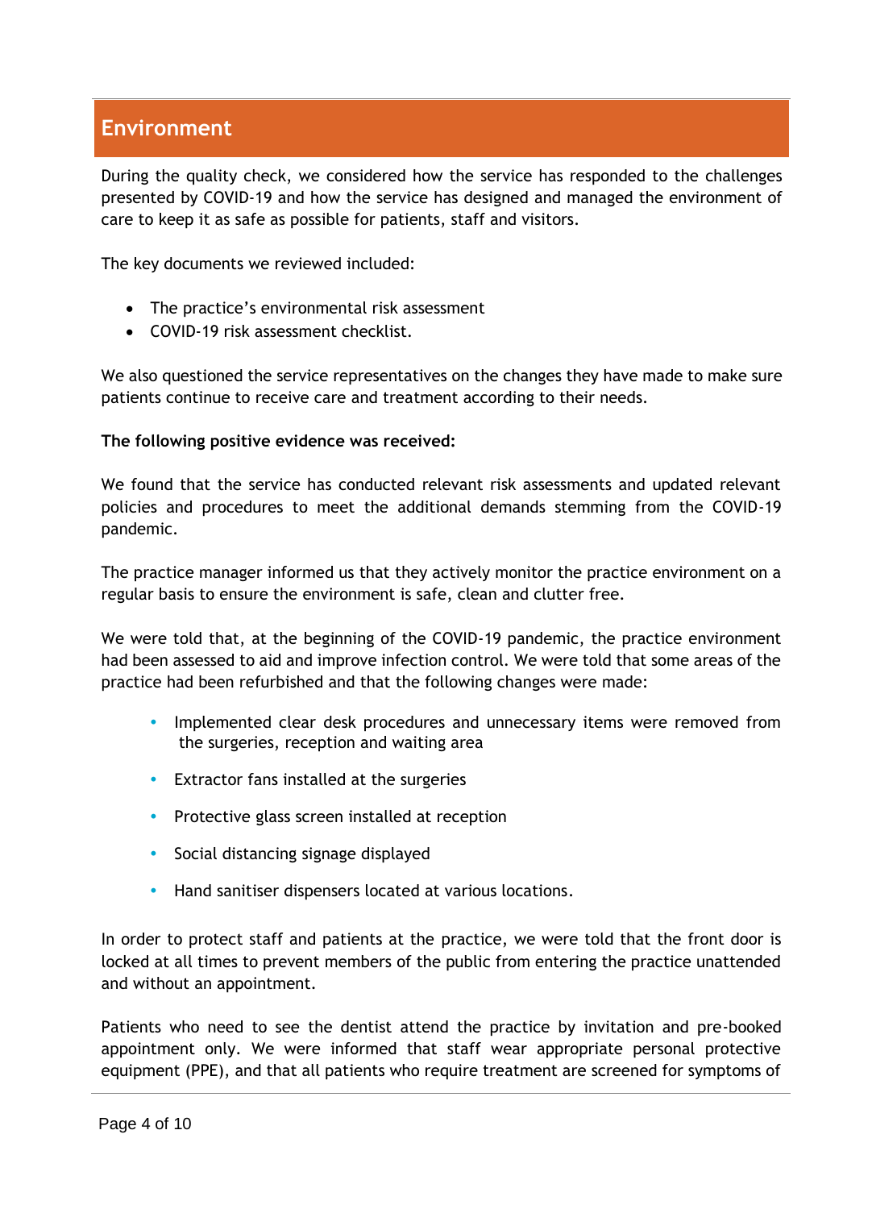## Environment

During the quality check, we considered how the service has responded to the challenges presented by COVID-19 and how the service has designed and managed the environment of care to keep it as safe as possible for patients, staff and visitors.

The key documents we reviewed included:

- The practice's environmental risk assessment
- COVID-19 risk assessment checklist.

We also questioned the service representatives on the changes they have made to make sure patients continue to receive care and treatment according to their needs.

**The following positive evidence was received:**

We found that the service has conducted relevant risk assessments and updated relevant policies and procedures to meet the additional demands stemming from the COVID-19 pandemic.

The practice manager informed us that they actively monitor the practice environment on a regular basis to ensure the environment is safe, clean and clutter free.

We were told that, at the beginning of the COVID-19 pandemic, the practice environment had been assessed to aid and improve infection control. We were told that some areas of the practice had been refurbished and that the following changes were made:

- Implemented clear desk procedures and unnecessary items were removed from the surgeries, reception and waiting area
- Extractor fans installed at the surgeries
- Protective glass screen installed at reception
- Social distancing signage displayed
- Hand sanitiser dispensers located at various locations.

In order to protect staff and patients at the practice, we were told that the front door is locked at all times to prevent members of the public from entering the practice unattended and without an appointment.

Patients who need to see the dentist attend the practice by invitation and pre-booked appointment only. We were informed that staff wear appropriate personal protective equipment (PPE), and that all patients who require treatment are screened for symptoms of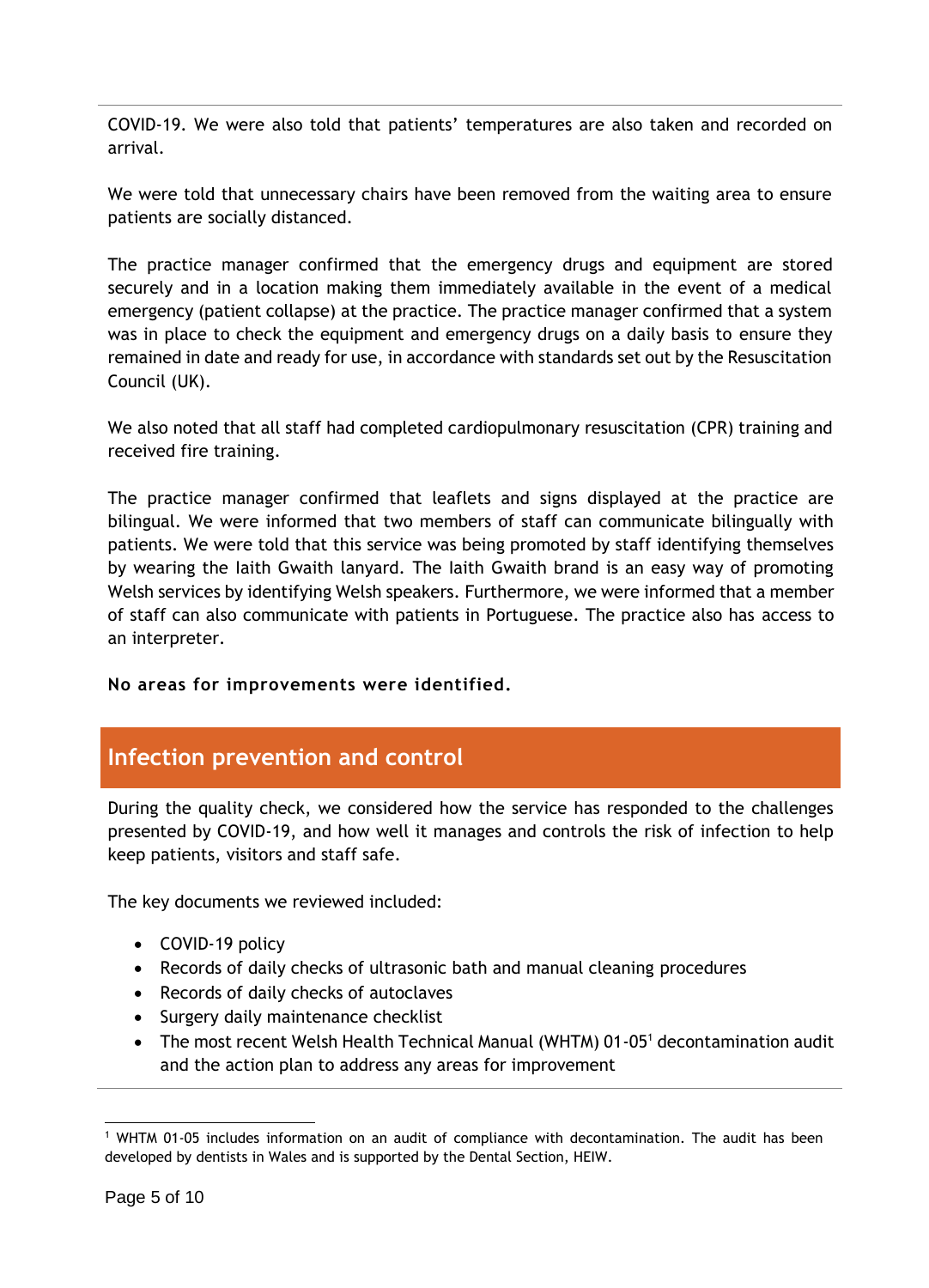COVID-19. We were also told that patients' temperatures are also taken and recorded on arrival.

We were told that unnecessary chairs have been removed from the waiting area to ensure patients are socially distanced.

The practice manager confirmed that the emergency drugs and equipment are stored securely and in a location making them immediately available in the event of a medical emergency (patient collapse) at the practice. The practice manager confirmed that a system was in place to check the equipment and emergency drugs on a daily basis to ensure they remained in date and ready for use, in accordance with standards set out by the Resuscitation Council (UK).

We also noted that all staff had completed cardiopulmonary resuscitation (CPR) training and received fire training.

The practice manager confirmed that leaflets and signs displayed at the practice are bilingual. We were informed that two members of staff can communicate bilingually with patients. We were told that this service was being promoted by staff identifying themselves by wearing the Iaith Gwaith lanyard. The Iaith Gwaith brand is an easy way of promoting Welsh services by identifying Welsh speakers. Furthermore, we were informed that a member of staff can also communicate with patients in Portuguese. The practice also has access to an interpreter.

**No areas for improvements were identified.**

## Infection prevention and control

During the quality check, we considered how the service has responded to the challenges presented by COVID-19, and how well it manages and controls the risk of infection to help keep patients, visitors and staff safe.

The key documents we reviewed included:

- COVID-19 policy
- Records of daily checks of ultrasonic bath and manual cleaning procedures
- Records of daily checks of autoclaves
- Surgery daily maintenance checklist
- The most recent Welsh Health Technical Manual (WHTM) 01-05[1] decontamination audit and the action plan to address any areas for improvement

[1] WHTM 01-05 includes information on an audit of compliance with decontamination. The audit has been developed by dentists in Wales and is supported by the Dental Section, HEIW.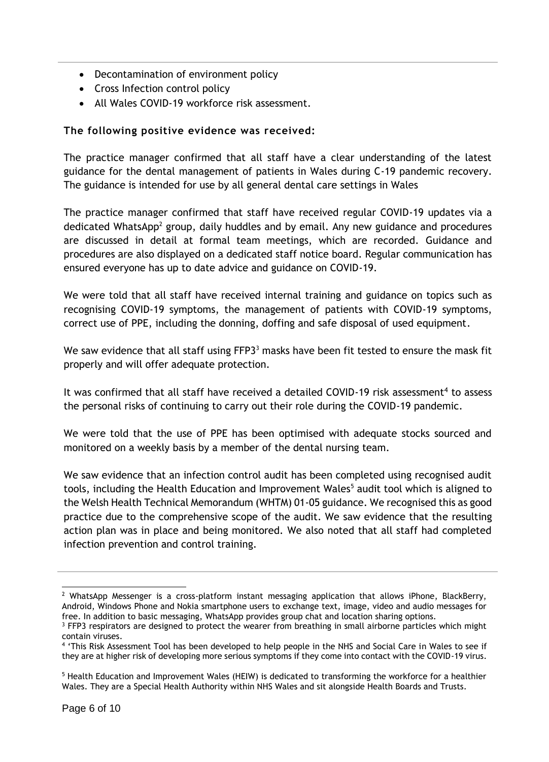- Decontamination of environment policy
- Cross Infection control policy
- All Wales COVID-19 workforce risk assessment.

**The following positive evidence was received:**

The practice manager confirmed that all staff have a clear understanding of the latest guidance for the dental management of patients in Wales during C-19 pandemic recovery. The guidance is intended for use by all general dental care settings in Wales

The practice manager confirmed that staff have received regular COVID-19 updates via a dedicated WhatsApp[2] group, daily huddles and by email. Any new guidance and procedures are discussed in detail at formal team meetings, which are recorded. Guidance and procedures are also displayed on a dedicated staff notice board. Regular communication has ensured everyone has up to date advice and guidance on COVID-19.

We were told that all staff have received internal training and guidance on topics such as recognising COVID-19 symptoms, the management of patients with COVID-19 symptoms, correct use of PPE, including the donning, doffing and safe disposal of used equipment.

We saw evidence that all staff using FFP3[3] masks have been fit tested to ensure the mask fit properly and will offer adequate protection.

It was confirmed that all staff have received a detailed COVID-19 risk assessment[4] to assess the personal risks of continuing to carry out their role during the COVID-19 pandemic.

We were told that the use of PPE has been optimised with adequate stocks sourced and monitored on a weekly basis by a member of the dental nursing team.

We saw evidence that an infection control audit has been completed using recognised audit tools, including the Health Education and Improvement Wales[5] audit tool which is aligned to the Welsh Health Technical Memorandum (WHTM) 01-05 guidance. We recognised this as good practice due to the comprehensive scope of the audit. We saw evidence that the resulting action plan was in place and being monitored. We also noted that all staff had completed infection prevention and control training.

---

[2] WhatsApp Messenger is a cross-platform instant messaging application that allows iPhone, BlackBerry, Android, Windows Phone and Nokia smartphone users to exchange text, image, video and audio messages for free. In addition to basic messaging, WhatsApp provides group chat and location sharing options.

[3] FFP3 respirators are designed to protect the wearer from breathing in small airborne particles which might contain viruses.

[4] 'This Risk Assessment Tool has been developed to help people in the NHS and Social Care in Wales to see if they are at higher risk of developing more serious symptoms if they come into contact with the COVID-19 virus.

[5] Health Education and Improvement Wales (HEIW) is dedicated to transforming the workforce for a healthier Wales. They are a Special Health Authority within NHS Wales and sit alongside Health Boards and Trusts.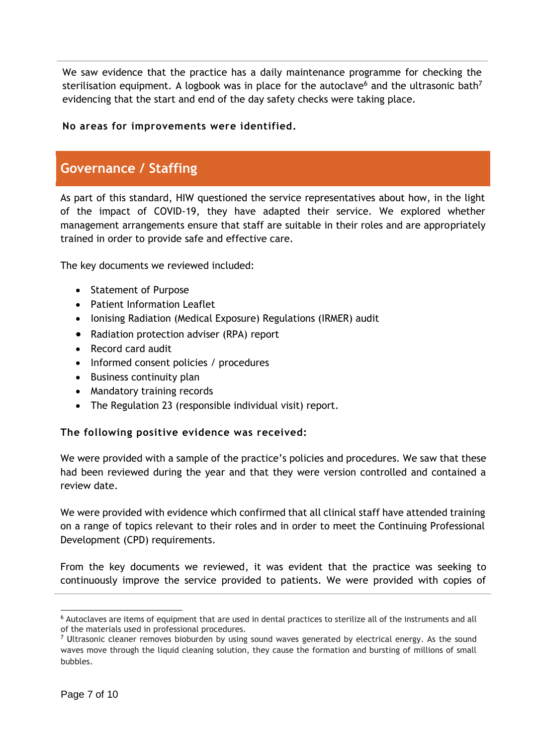We saw evidence that the practice has a daily maintenance programme for checking the sterilisation equipment. A logbook was in place for the autoclave[6] and the ultrasonic bath[7] evidencing that the start and end of the day safety checks were taking place.

**No areas for improvements were identified.**

## Governance / Staffing

As part of this standard, HIW questioned the service representatives about how, in the light of the impact of COVID-19, they have adapted their service. We explored whether management arrangements ensure that staff are suitable in their roles and are appropriately trained in order to provide safe and effective care.

The key documents we reviewed included:

- Statement of Purpose
- Patient Information Leaflet
- Ionising Radiation (Medical Exposure) Regulations (IRMER) audit
- Radiation protection adviser (RPA) report
- Record card audit
- Informed consent policies / procedures
- Business continuity plan
- Mandatory training records
- The Regulation 23 (responsible individual visit) report.

**The following positive evidence was received:**

We were provided with a sample of the practice's policies and procedures. We saw that these had been reviewed during the year and that they were version controlled and contained a review date.

We were provided with evidence which confirmed that all clinical staff have attended training on a range of topics relevant to their roles and in order to meet the Continuing Professional Development (CPD) requirements.

From the key documents we reviewed, it was evident that the practice was seeking to continuously improve the service provided to patients. We were provided with copies of

---

[6] Autoclaves are items of equipment that are used in dental practices to sterilize all of the instruments and all of the materials used in professional procedures.

[7] Ultrasonic cleaner removes bioburden by using sound waves generated by electrical energy. As the sound waves move through the liquid cleaning solution, they cause the formation and bursting of millions of small bubbles.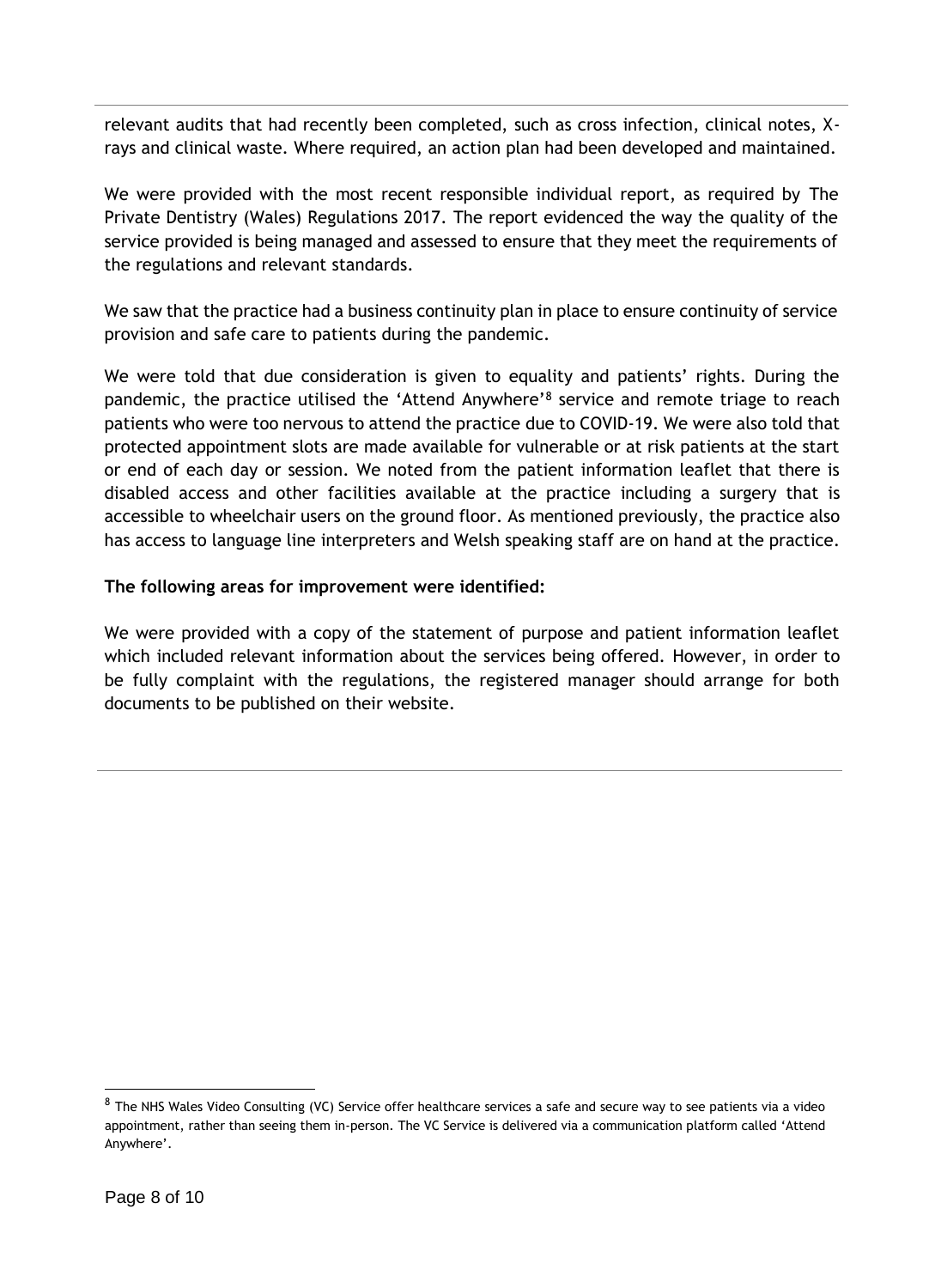relevant audits that had recently been completed, such as cross infection, clinical notes, X-rays and clinical waste. Where required, an action plan had been developed and maintained.

We were provided with the most recent responsible individual report, as required by The Private Dentistry (Wales) Regulations 2017. The report evidenced the way the quality of the service provided is being managed and assessed to ensure that they meet the requirements of the regulations and relevant standards.

We saw that the practice had a business continuity plan in place to ensure continuity of service provision and safe care to patients during the pandemic.

We were told that due consideration is given to equality and patients' rights. During the pandemic, the practice utilised the 'Attend Anywhere'[8] service and remote triage to reach patients who were too nervous to attend the practice due to COVID-19. We were also told that protected appointment slots are made available for vulnerable or at risk patients at the start or end of each day or session. We noted from the patient information leaflet that there is disabled access and other facilities available at the practice including a surgery that is accessible to wheelchair users on the ground floor. As mentioned previously, the practice also has access to language line interpreters and Welsh speaking staff are on hand at the practice.

**The following areas for improvement were identified:**

We were provided with a copy of the statement of purpose and patient information leaflet which included relevant information about the services being offered. However, in order to be fully complaint with the regulations, the registered manager should arrange for both documents to be published on their website.

[8] The NHS Wales Video Consulting (VC) Service offer healthcare services a safe and secure way to see patients via a video appointment, rather than seeing them in-person. The VC Service is delivered via a communication platform called 'Attend Anywhere'.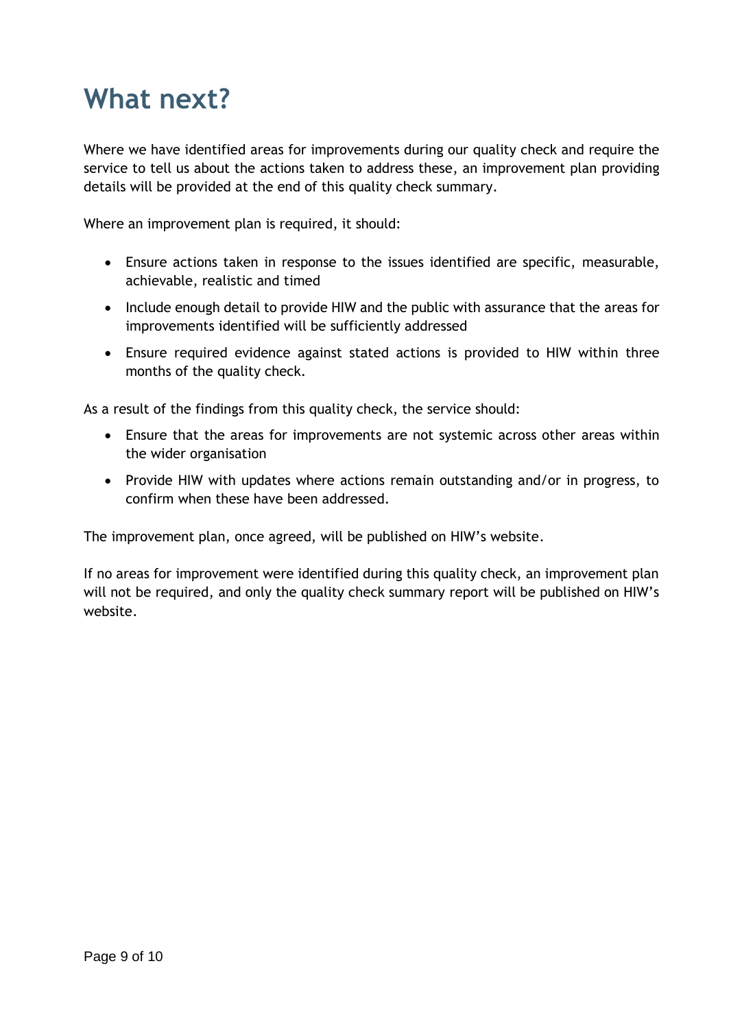# What next?

Where we have identified areas for improvements during our quality check and require the service to tell us about the actions taken to address these, an improvement plan providing details will be provided at the end of this quality check summary.

Where an improvement plan is required, it should:

- Ensure actions taken in response to the issues identified are specific, measurable, achievable, realistic and timed
- Include enough detail to provide HIW and the public with assurance that the areas for improvements identified will be sufficiently addressed
- Ensure required evidence against stated actions is provided to HIW within three months of the quality check.

As a result of the findings from this quality check, the service should:

- Ensure that the areas for improvements are not systemic across other areas within the wider organisation
- Provide HIW with updates where actions remain outstanding and/or in progress, to confirm when these have been addressed.

The improvement plan, once agreed, will be published on HIW's website.

If no areas for improvement were identified during this quality check, an improvement plan will not be required, and only the quality check summary report will be published on HIW's website.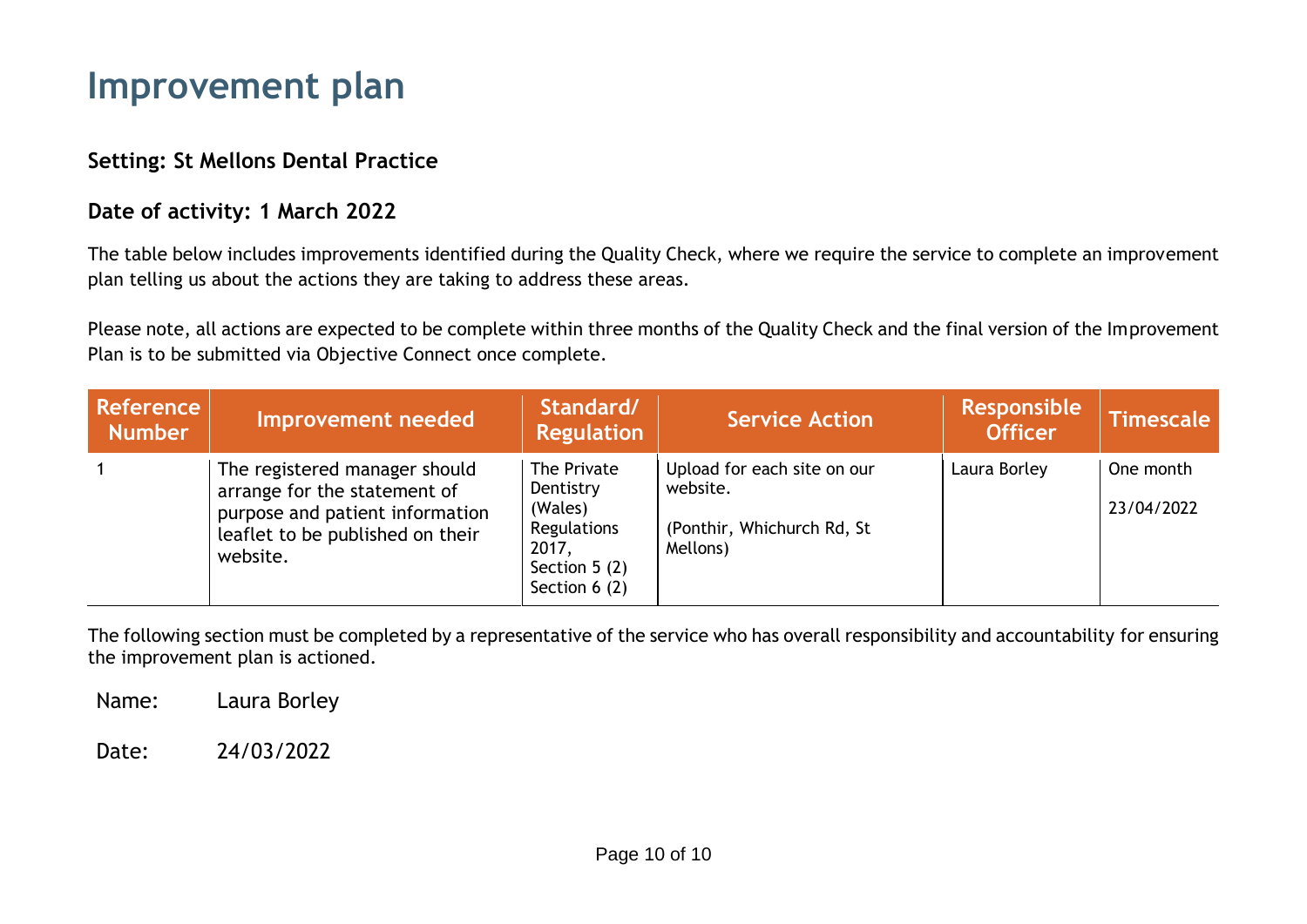# Improvement plan

### Setting: St Mellons Dental Practice

### Date of activity: 1 March 2022

The table below includes improvements identified during the Quality Check, where we require the service to complete an improvement plan telling us about the actions they are taking to address these areas.

Please note, all actions are expected to be complete within three months of the Quality Check and the final version of the Improvement Plan is to be submitted via Objective Connect once complete.

| Reference Number | Improvement needed | Standard/ Regulation | Service Action | Responsible Officer | Timescale |
|---|---|---|---|---|---|
| 1 | The registered manager should arrange for the statement of purpose and patient information leaflet to be published on their website. | The Private Dentistry (Wales) Regulations 2017, Section 5 (2) Section 6 (2) | Upload for each site on our website.<br><br>(Ponthir, Whichurch Rd, St Mellons) | Laura Borley | One month<br><br>23/04/2022 |

The following section must be completed by a representative of the service who has overall responsibility and accountability for ensuring the improvement plan is actioned.

Name: Laura Borley

Date: 24/03/2022